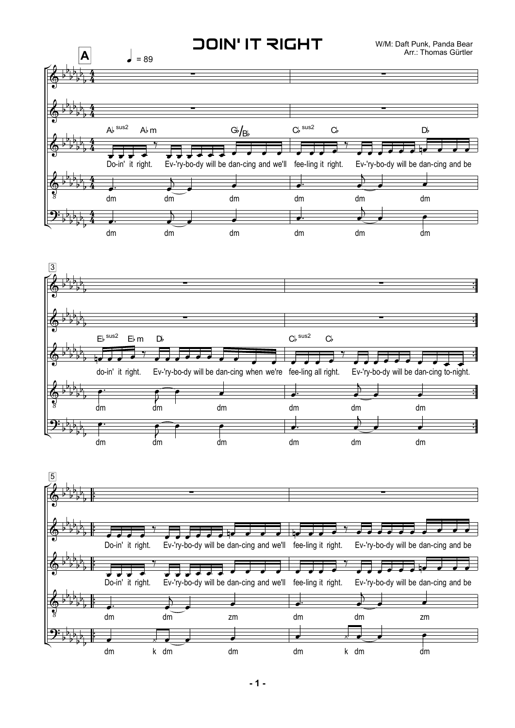# DOIN' IT RIGHT

W/M: Daft Punk, Panda Bear
Arr.: Thomas Gürtler

**A** ♩ = 89

Ab sus2 Abm Gb/Bb Cb sus2 Cb Db

Do-in' it right. Ev-'ry-bo-dy will be dan-cing and we'll fee-ling it right. Ev-'ry-bo-dy will be dan-cing and be

dm dm dm dm dm dm

dm dm dm dm dm dm

3

Eb sus2 Ebm Db Cb sus2 Cb

do-in' it right. Ev-'ry-bo-dy will be dan-cing when we're fee-ling all right. Ev-'ry-bo-dy will be dan-cing to-night.

dm dm dm dm dm dm

dm dm dm dm dm dm

5

Do-in' it right. Ev-'ry-bo-dy will be dan-cing and we'll fee-ling it right. Ev-'ry-bo-dy will be dan-cing and be

Do-in' it right. Ev-'ry-bo-dy will be dan-cing and we'll fee-ling it right. Ev-'ry-bo-dy will be dan-cing and be

dm dm zm dm dm zm

dm k dm dm dm k dm dm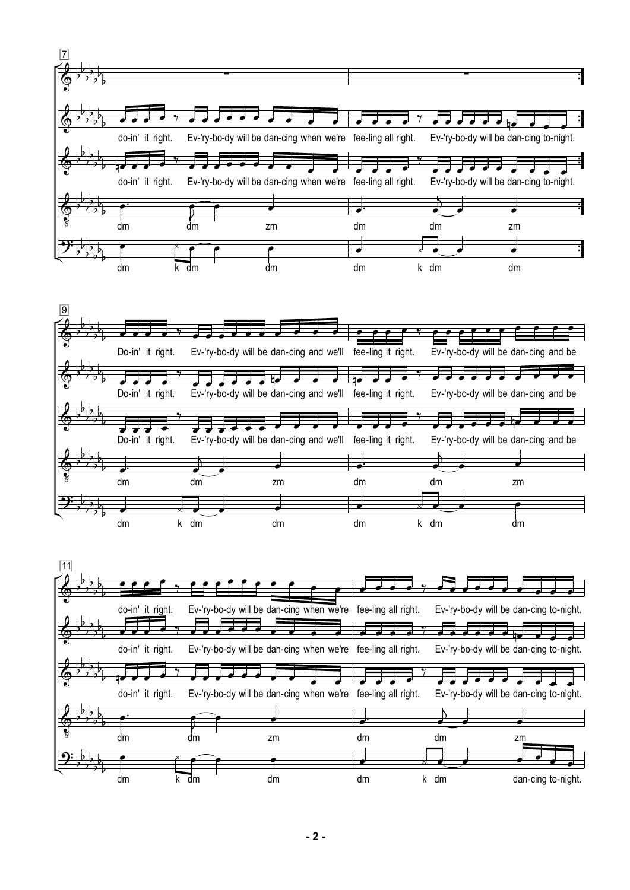7

do-in' it right. Ev-'ry-bo-dy will be dan-cing when we're fee-ling all right. Ev-'ry-bo-dy will be dan-cing to-night.

do-in' it right. Ev-'ry-bo-dy will be dan-cing when we're fee-ling all right. Ev-'ry-bo-dy will be dan-cing to-night.

dm dm zm dm dm zm

dm k dm dm dm k dm dm

9

Do-in' it right. Ev-'ry-bo-dy will be dan-cing and we'll fee-ling it right. Ev-'ry-bo-dy will be dan-cing and be

Do-in' it right. Ev-'ry-bo-dy will be dan-cing and we'll fee-ling it right. Ev-'ry-bo-dy will be dan-cing and be

Do-in' it right. Ev-'ry-bo-dy will be dan-cing and we'll fee-ling it right. Ev-'ry-bo-dy will be dan-cing and be

dm dm zm dm dm zm

dm k dm dm dm k dm dm

11

do-in' it right. Ev-'ry-bo-dy will be dan-cing when we're fee-ling all right. Ev-'ry-bo-dy will be dan-cing to-night.

do-in' it right. Ev-'ry-bo-dy will be dan-cing when we're fee-ling all right. Ev-'ry-bo-dy will be dan-cing to-night.

do-in' it right. Ev-'ry-bo-dy will be dan-cing when we're fee-ling all right. Ev-'ry-bo-dy will be dan-cing to-night.

dm dm zm dm dm zm

dm k dm dm dm k dm dan-cing to-night.